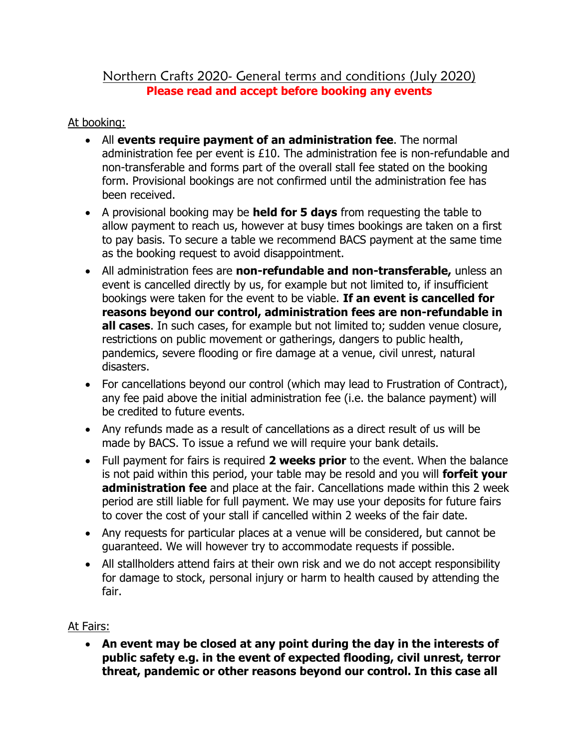# Northern Crafts 2020- General terms and conditions (July 2020)

**Please read and accept before booking any events**

At booking:

- All **events require payment of an administration fee**. The normal administration fee per event is £10. The administration fee is non-refundable and non-transferable and forms part of the overall stall fee stated on the booking form. Provisional bookings are not confirmed until the administration fee has been received.
- A provisional booking may be **held for 5 days** from requesting the table to allow payment to reach us, however at busy times bookings are taken on a first to pay basis. To secure a table we recommend BACS payment at the same time as the booking request to avoid disappointment.
- All administration fees are **non-refundable and non-transferable,** unless an event is cancelled directly by us, for example but not limited to, if insufficient bookings were taken for the event to be viable. **If an event is cancelled for reasons beyond our control, administration fees are non-refundable in all cases**. In such cases, for example but not limited to; sudden venue closure, restrictions on public movement or gatherings, dangers to public health, pandemics, severe flooding or fire damage at a venue, civil unrest, natural disasters.
- For cancellations beyond our control (which may lead to Frustration of Contract), any fee paid above the initial administration fee (i.e. the balance payment) will be credited to future events.
- Any refunds made as a result of cancellations as a direct result of us will be made by BACS. To issue a refund we will require your bank details.
- Full payment for fairs is required **2 weeks prior** to the event. When the balance is not paid within this period, your table may be resold and you will **forfeit your administration fee** and place at the fair. Cancellations made within this 2 week period are still liable for full payment. We may use your deposits for future fairs to cover the cost of your stall if cancelled within 2 weeks of the fair date.
- Any requests for particular places at a venue will be considered, but cannot be guaranteed. We will however try to accommodate requests if possible.
- All stallholders attend fairs at their own risk and we do not accept responsibility for damage to stock, personal injury or harm to health caused by attending the fair.

At Fairs:

- **An event may be closed at any point during the day in the interests of public safety e.g. in the event of expected flooding, civil unrest, terror threat, pandemic or other reasons beyond our control. In this case all**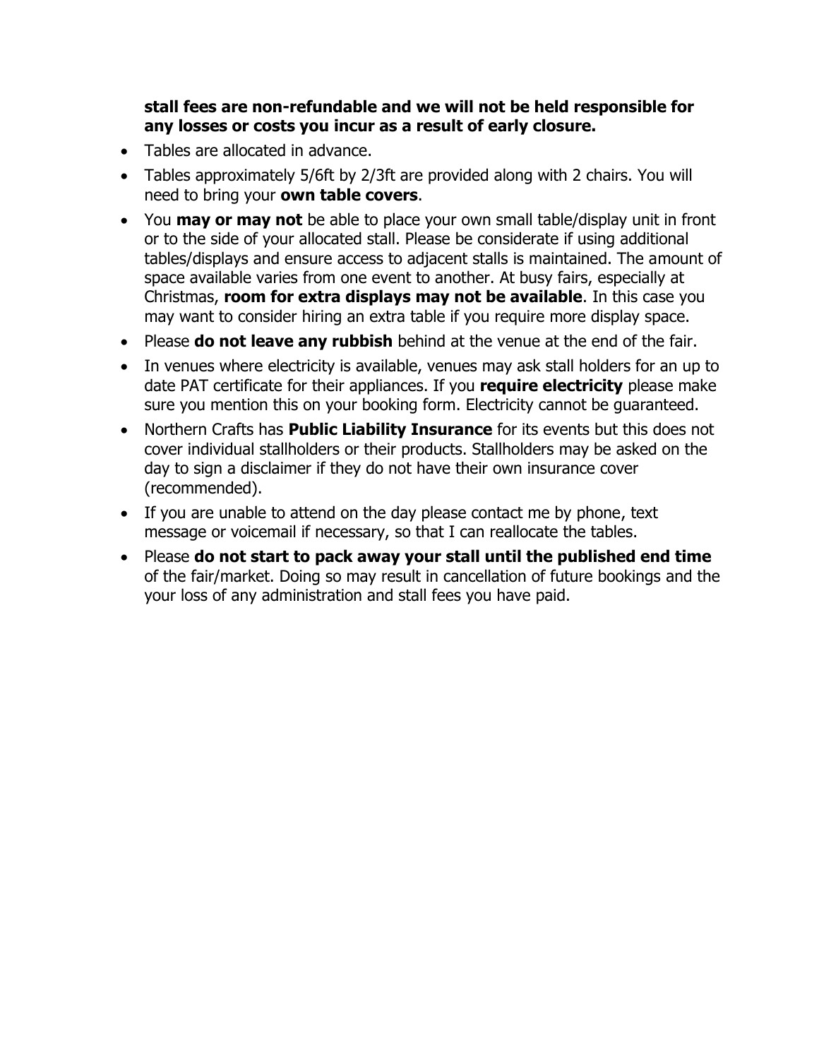**stall fees are non-refundable and we will not be held responsible for any losses or costs you incur as a result of early closure.**

- Tables are allocated in advance.
- Tables approximately 5/6ft by 2/3ft are provided along with 2 chairs. You will need to bring your **own table covers**.
- You **may or may not** be able to place your own small table/display unit in front or to the side of your allocated stall. Please be considerate if using additional tables/displays and ensure access to adjacent stalls is maintained. The amount of space available varies from one event to another. At busy fairs, especially at Christmas, **room for extra displays may not be available**. In this case you may want to consider hiring an extra table if you require more display space.
- Please **do not leave any rubbish** behind at the venue at the end of the fair.
- In venues where electricity is available, venues may ask stall holders for an up to date PAT certificate for their appliances. If you **require electricity** please make sure you mention this on your booking form. Electricity cannot be guaranteed.
- Northern Crafts has **Public Liability Insurance** for its events but this does not cover individual stallholders or their products. Stallholders may be asked on the day to sign a disclaimer if they do not have their own insurance cover (recommended).
- If you are unable to attend on the day please contact me by phone, text message or voicemail if necessary, so that I can reallocate the tables.
- Please **do not start to pack away your stall until the published end time** of the fair/market. Doing so may result in cancellation of future bookings and the your loss of any administration and stall fees you have paid.